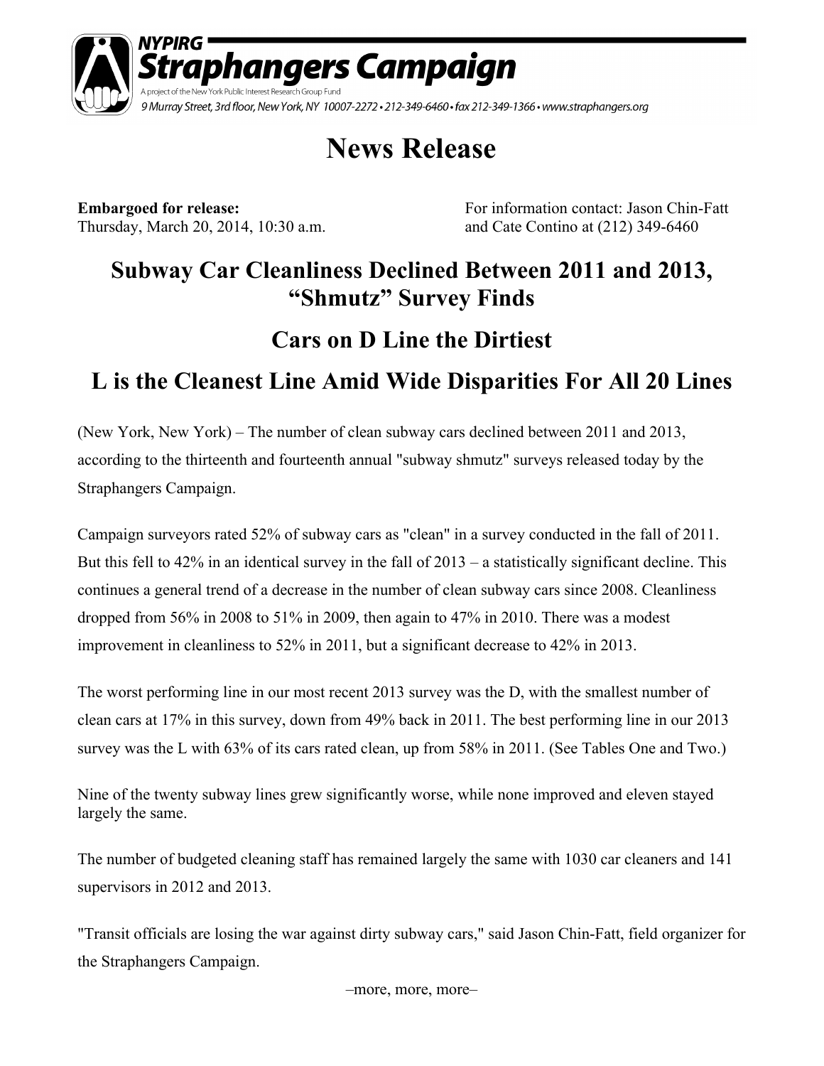NYPIRG **Straphangers Campaign**

A project of the New York Public Interest Research Group Fund

9 Murray Street, 3rd floor, New York, NY 10007-2272 • 212-349-6460 • fax 212-349-1366 • www.straphangers.org

# News Release

**Embargoed for release:**
Thursday, March 20, 2014, 10:30 a.m.

For information contact: Jason Chin-Fatt and Cate Contino at (212) 349-6460

## Subway Car Cleanliness Declined Between 2011 and 2013, "Shmutz" Survey Finds

## Cars on D Line the Dirtiest

## L is the Cleanest Line Amid Wide Disparities For All 20 Lines

(New York, New York) – The number of clean subway cars declined between 2011 and 2013, according to the thirteenth and fourteenth annual "subway shmutz" surveys released today by the Straphangers Campaign.

Campaign surveyors rated 52% of subway cars as "clean" in a survey conducted in the fall of 2011. But this fell to 42% in an identical survey in the fall of 2013 – a statistically significant decline. This continues a general trend of a decrease in the number of clean subway cars since 2008. Cleanliness dropped from 56% in 2008 to 51% in 2009, then again to 47% in 2010. There was a modest improvement in cleanliness to 52% in 2011, but a significant decrease to 42% in 2013.

The worst performing line in our most recent 2013 survey was the D, with the smallest number of clean cars at 17% in this survey, down from 49% back in 2011. The best performing line in our 2013 survey was the L with 63% of its cars rated clean, up from 58% in 2011. (See Tables One and Two.)

Nine of the twenty subway lines grew significantly worse, while none improved and eleven stayed largely the same.

The number of budgeted cleaning staff has remained largely the same with 1030 car cleaners and 141 supervisors in 2012 and 2013.

"Transit officials are losing the war against dirty subway cars," said Jason Chin-Fatt, field organizer for the Straphangers Campaign.

–more, more, more–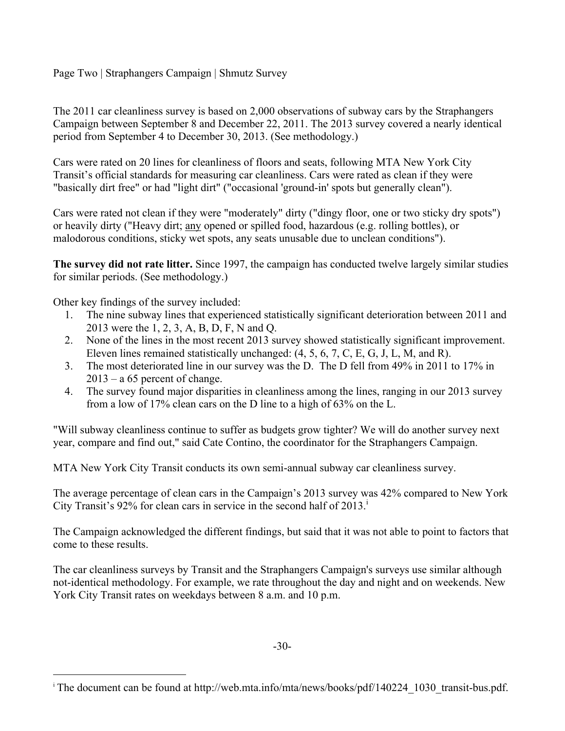The 2011 car cleanliness survey is based on 2,000 observations of subway cars by the Straphangers Campaign between September 8 and December 22, 2011. The 2013 survey covered a nearly identical period from September 4 to December 30, 2013. (See methodology.)

Cars were rated on 20 lines for cleanliness of floors and seats, following MTA New York City Transit's official standards for measuring car cleanliness. Cars were rated as clean if they were "basically dirt free" or had "light dirt" ("occasional 'ground-in' spots but generally clean").

Cars were rated not clean if they were "moderately" dirty ("dingy floor, one or two sticky dry spots") or heavily dirty ("Heavy dirt; any opened or spilled food, hazardous (e.g. rolling bottles), or malodorous conditions, sticky wet spots, any seats unusable due to unclean conditions").

**The survey did not rate litter.** Since 1997, the campaign has conducted twelve largely similar studies for similar periods. (See methodology.)

Other key findings of the survey included:

1. The nine subway lines that experienced statistically significant deterioration between 2011 and 2013 were the 1, 2, 3, A, B, D, F, N and Q.
2. None of the lines in the most recent 2013 survey showed statistically significant improvement. Eleven lines remained statistically unchanged: (4, 5, 6, 7, C, E, G, J, L, M, and R).
3. The most deteriorated line in our survey was the D. The D fell from 49% in 2011 to 17% in 2013 – a 65 percent of change.
4. The survey found major disparities in cleanliness among the lines, ranging in our 2013 survey from a low of 17% clean cars on the D line to a high of 63% on the L.

"Will subway cleanliness continue to suffer as budgets grow tighter? We will do another survey next year, compare and find out," said Cate Contino, the coordinator for the Straphangers Campaign.

MTA New York City Transit conducts its own semi-annual subway car cleanliness survey.

The average percentage of clean cars in the Campaign's 2013 survey was 42% compared to New York City Transit's 92% for clean cars in service in the second half of 2013.[i]

The Campaign acknowledged the different findings, but said that it was not able to point to factors that come to these results.

The car cleanliness surveys by Transit and the Straphangers Campaign's surveys use similar although not-identical methodology. For example, we rate throughout the day and night and on weekends. New York City Transit rates on weekdays between 8 a.m. and 10 p.m.

-30-

[i] The document can be found at http://web.mta.info/mta/news/books/pdf/140224_1030_transit-bus.pdf.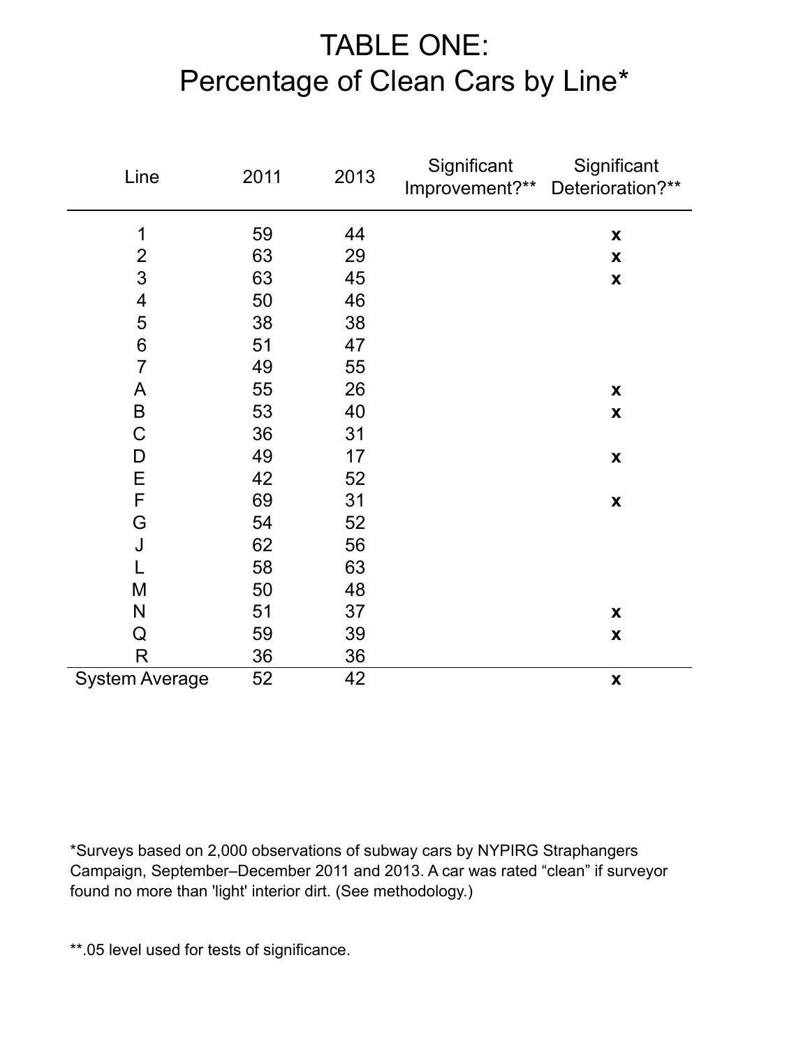# TABLE ONE:
# Percentage of Clean Cars by Line*

| Line | 2011 | 2013 | Significant Improvement?** | Significant Deterioration?** |
|---|---|---|---|---|
| 1 | 59 | 44 | | **x** |
| 2 | 63 | 29 | | **x** |
| 3 | 63 | 45 | | **x** |
| 4 | 50 | 46 | | |
| 5 | 38 | 38 | | |
| 6 | 51 | 47 | | |
| 7 | 49 | 55 | | |
| A | 55 | 26 | | **x** |
| B | 53 | 40 | | **x** |
| C | 36 | 31 | | |
| D | 49 | 17 | | **x** |
| E | 42 | 52 | | |
| F | 69 | 31 | | **x** |
| G | 54 | 52 | | |
| J | 62 | 56 | | |
| L | 58 | 63 | | |
| M | 50 | 48 | | |
| N | 51 | 37 | | **x** |
| Q | 59 | 39 | | **x** |
| R | 36 | 36 | | |
| System Average | 52 | 42 | | **x** |

*Surveys based on 2,000 observations of subway cars by NYPIRG Straphangers Campaign, September–December 2011 and 2013. A car was rated "clean" if surveyor found no more than 'light' interior dirt. (See methodology.)

**.05 level used for tests of significance.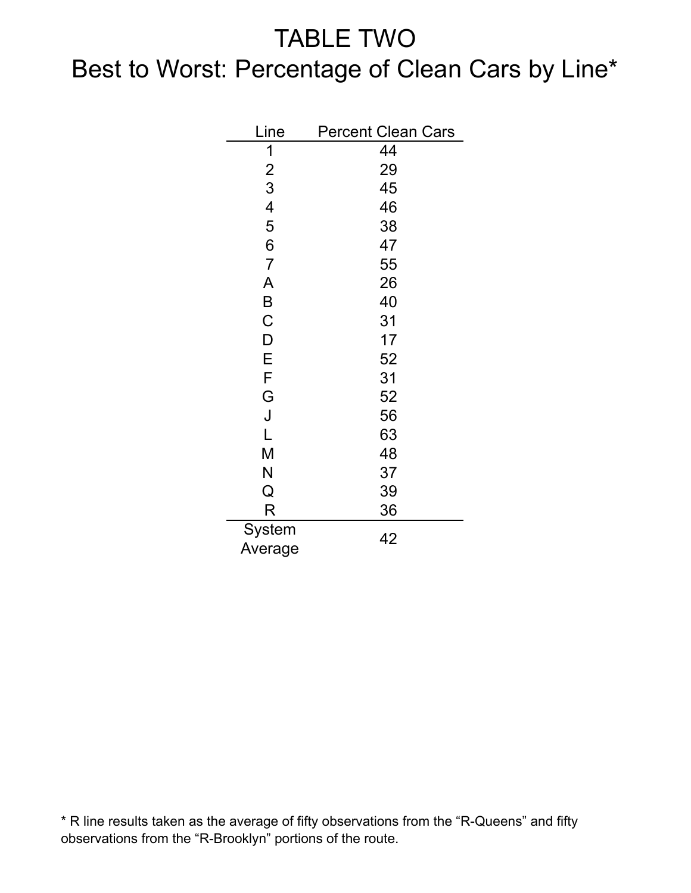# TABLE TWO
## Best to Worst: Percentage of Clean Cars by Line*

| Line | Percent Clean Cars |
|---|---|
| 1 | 44 |
| 2 | 29 |
| 3 | 45 |
| 4 | 46 |
| 5 | 38 |
| 6 | 47 |
| 7 | 55 |
| A | 26 |
| B | 40 |
| C | 31 |
| D | 17 |
| E | 52 |
| F | 31 |
| G | 52 |
| J | 56 |
| L | 63 |
| M | 48 |
| N | 37 |
| Q | 39 |
| R | 36 |
| System Average | 42 |

* R line results taken as the average of fifty observations from the "R-Queens" and fifty observations from the "R-Brooklyn" portions of the route.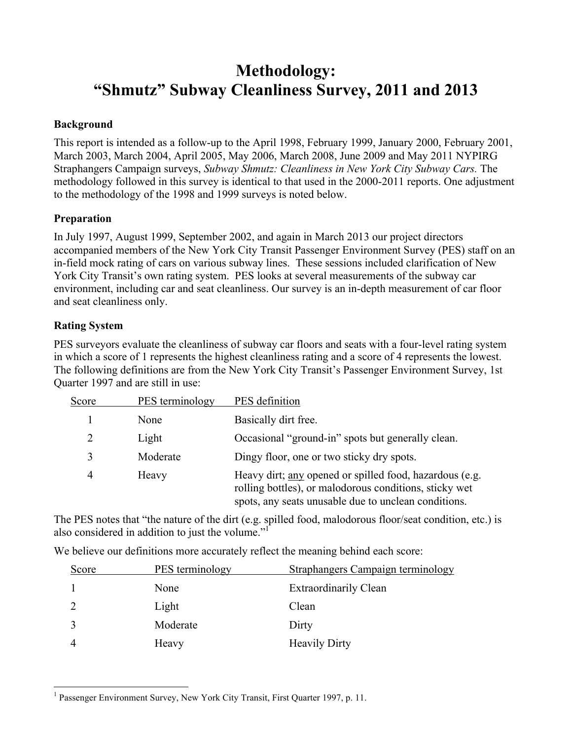# Methodology: "Shmutz" Subway Cleanliness Survey, 2011 and 2013

**Background**

This report is intended as a follow-up to the April 1998, February 1999, January 2000, February 2001, March 2003, March 2004, April 2005, May 2006, March 2008, June 2009 and May 2011 NYPIRG Straphangers Campaign surveys, *Subway Shmutz: Cleanliness in New York City Subway Cars.* The methodology followed in this survey is identical to that used in the 2000-2011 reports. One adjustment to the methodology of the 1998 and 1999 surveys is noted below.

**Preparation**

In July 1997, August 1999, September 2002, and again in March 2013 our project directors accompanied members of the New York City Transit Passenger Environment Survey (PES) staff on an in-field mock rating of cars on various subway lines. These sessions included clarification of New York City Transit's own rating system. PES looks at several measurements of the subway car environment, including car and seat cleanliness. Our survey is an in-depth measurement of car floor and seat cleanliness only.

**Rating System**

PES surveyors evaluate the cleanliness of subway car floors and seats with a four-level rating system in which a score of 1 represents the highest cleanliness rating and a score of 4 represents the lowest. The following definitions are from the New York City Transit's Passenger Environment Survey, 1st Quarter 1997 and are still in use:

| Score | PES terminology | PES definition |
|---|---|---|
| 1 | None | Basically dirt free. |
| 2 | Light | Occasional "ground-in" spots but generally clean. |
| 3 | Moderate | Dingy floor, one or two sticky dry spots. |
| 4 | Heavy | Heavy dirt; <u>any</u> opened or spilled food, hazardous (e.g. rolling bottles), or malodorous conditions, sticky wet spots, any seats unusable due to unclean conditions. |

The PES notes that "the nature of the dirt (e.g. spilled food, malodorous floor/seat condition, etc.) is also considered in addition to just the volume."[1]

We believe our definitions more accurately reflect the meaning behind each score:

| Score | PES terminology | Straphangers Campaign terminology |
|---|---|---|
| 1 | None | Extraordinarily Clean |
| 2 | Light | Clean |
| 3 | Moderate | Dirty |
| 4 | Heavy | Heavily Dirty |

[1] Passenger Environment Survey, New York City Transit, First Quarter 1997, p. 11.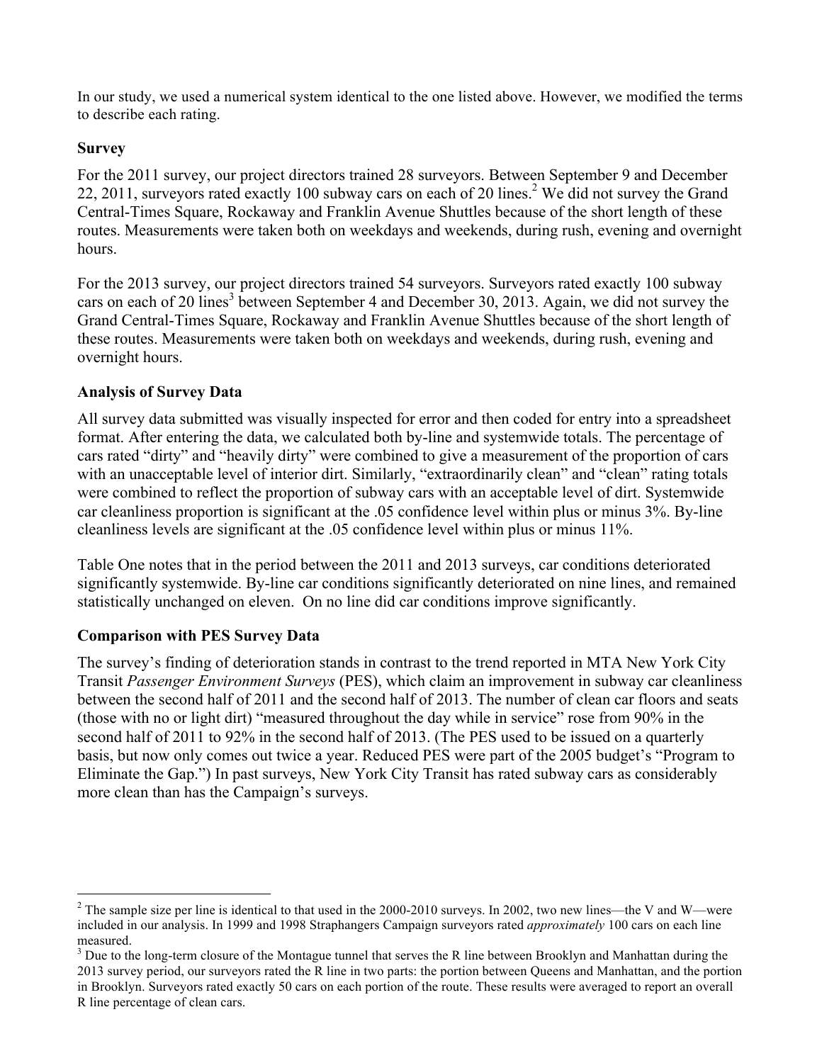In our study, we used a numerical system identical to the one listed above. However, we modified the terms to describe each rating.

**Survey**

For the 2011 survey, our project directors trained 28 surveyors. Between September 9 and December 22, 2011, surveyors rated exactly 100 subway cars on each of 20 lines.[2] We did not survey the Grand Central-Times Square, Rockaway and Franklin Avenue Shuttles because of the short length of these routes. Measurements were taken both on weekdays and weekends, during rush, evening and overnight hours.

For the 2013 survey, our project directors trained 54 surveyors. Surveyors rated exactly 100 subway cars on each of 20 lines[3] between September 4 and December 30, 2013. Again, we did not survey the Grand Central-Times Square, Rockaway and Franklin Avenue Shuttles because of the short length of these routes. Measurements were taken both on weekdays and weekends, during rush, evening and overnight hours.

**Analysis of Survey Data**

All survey data submitted was visually inspected for error and then coded for entry into a spreadsheet format. After entering the data, we calculated both by-line and systemwide totals. The percentage of cars rated "dirty" and "heavily dirty" were combined to give a measurement of the proportion of cars with an unacceptable level of interior dirt. Similarly, "extraordinarily clean" and "clean" rating totals were combined to reflect the proportion of subway cars with an acceptable level of dirt. Systemwide car cleanliness proportion is significant at the .05 confidence level within plus or minus 3%. By-line cleanliness levels are significant at the .05 confidence level within plus or minus 11%.

Table One notes that in the period between the 2011 and 2013 surveys, car conditions deteriorated significantly systemwide. By-line car conditions significantly deteriorated on nine lines, and remained statistically unchanged on eleven. On no line did car conditions improve significantly.

**Comparison with PES Survey Data**

The survey's finding of deterioration stands in contrast to the trend reported in MTA New York City Transit *Passenger Environment Surveys* (PES), which claim an improvement in subway car cleanliness between the second half of 2011 and the second half of 2013. The number of clean car floors and seats (those with no or light dirt) "measured throughout the day while in service" rose from 90% in the second half of 2011 to 92% in the second half of 2013. (The PES used to be issued on a quarterly basis, but now only comes out twice a year. Reduced PES were part of the 2005 budget's "Program to Eliminate the Gap.") In past surveys, New York City Transit has rated subway cars as considerably more clean than has the Campaign's surveys.

---

[2] The sample size per line is identical to that used in the 2000-2010 surveys. In 2002, two new lines—the V and W—were included in our analysis. In 1999 and 1998 Straphangers Campaign surveyors rated *approximately* 100 cars on each line measured.

[3] Due to the long-term closure of the Montague tunnel that serves the R line between Brooklyn and Manhattan during the 2013 survey period, our surveyors rated the R line in two parts: the portion between Queens and Manhattan, and the portion in Brooklyn. Surveyors rated exactly 50 cars on each portion of the route. These results were averaged to report an overall R line percentage of clean cars.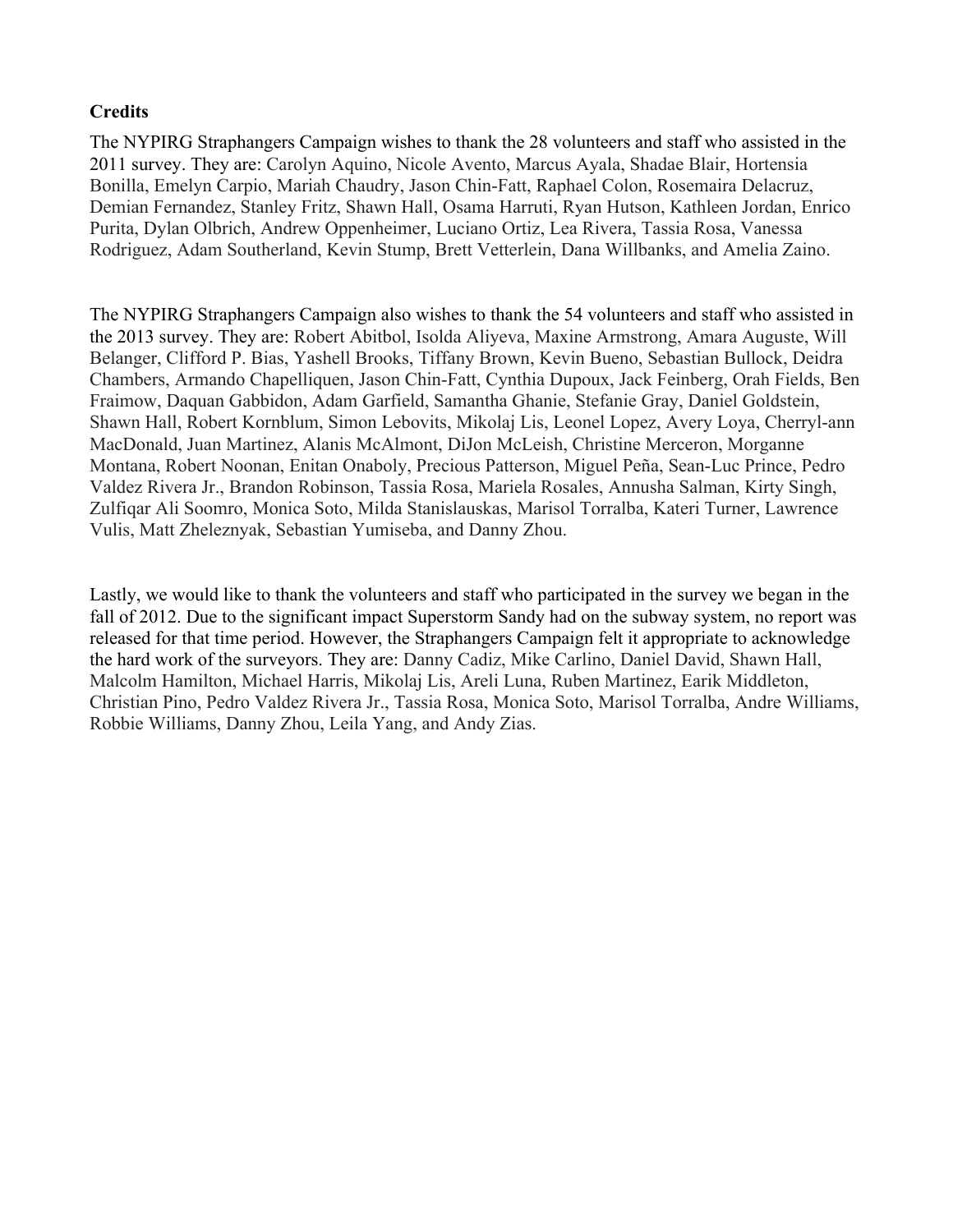**Credits**

The NYPIRG Straphangers Campaign wishes to thank the 28 volunteers and staff who assisted in the 2011 survey. They are: Carolyn Aquino, Nicole Avento, Marcus Ayala, Shadae Blair, Hortensia Bonilla, Emelyn Carpio, Mariah Chaudry, Jason Chin-Fatt, Raphael Colon, Rosemaira Delacruz, Demian Fernandez, Stanley Fritz, Shawn Hall, Osama Harruti, Ryan Hutson, Kathleen Jordan, Enrico Purita, Dylan Olbrich, Andrew Oppenheimer, Luciano Ortiz, Lea Rivera, Tassia Rosa, Vanessa Rodriguez, Adam Southerland, Kevin Stump, Brett Vetterlein, Dana Willbanks, and Amelia Zaino.

The NYPIRG Straphangers Campaign also wishes to thank the 54 volunteers and staff who assisted in the 2013 survey. They are: Robert Abitbol, Isolda Aliyeva, Maxine Armstrong, Amara Auguste, Will Belanger, Clifford P. Bias, Yashell Brooks, Tiffany Brown, Kevin Bueno, Sebastian Bullock, Deidra Chambers, Armando Chapelliquen, Jason Chin-Fatt, Cynthia Dupoux, Jack Feinberg, Orah Fields, Ben Fraimow, Daquan Gabbidon, Adam Garfield, Samantha Ghanie, Stefanie Gray, Daniel Goldstein, Shawn Hall, Robert Kornblum, Simon Lebovits, Mikolaj Lis, Leonel Lopez, Avery Loya, Cherryl-ann MacDonald, Juan Martinez, Alanis McAlmont, DiJon McLeish, Christine Merceron, Morganne Montana, Robert Noonan, Enitan Onaboly, Precious Patterson, Miguel Peña, Sean-Luc Prince, Pedro Valdez Rivera Jr., Brandon Robinson, Tassia Rosa, Mariela Rosales, Annusha Salman, Kirty Singh, Zulfiqar Ali Soomro, Monica Soto, Milda Stanislauskas, Marisol Torralba, Kateri Turner, Lawrence Vulis, Matt Zheleznyak, Sebastian Yumiseba, and Danny Zhou.

Lastly, we would like to thank the volunteers and staff who participated in the survey we began in the fall of 2012. Due to the significant impact Superstorm Sandy had on the subway system, no report was released for that time period. However, the Straphangers Campaign felt it appropriate to acknowledge the hard work of the surveyors. They are: Danny Cadiz, Mike Carlino, Daniel David, Shawn Hall, Malcolm Hamilton, Michael Harris, Mikolaj Lis, Areli Luna, Ruben Martinez, Earik Middleton, Christian Pino, Pedro Valdez Rivera Jr., Tassia Rosa, Monica Soto, Marisol Torralba, Andre Williams, Robbie Williams, Danny Zhou, Leila Yang, and Andy Zias.